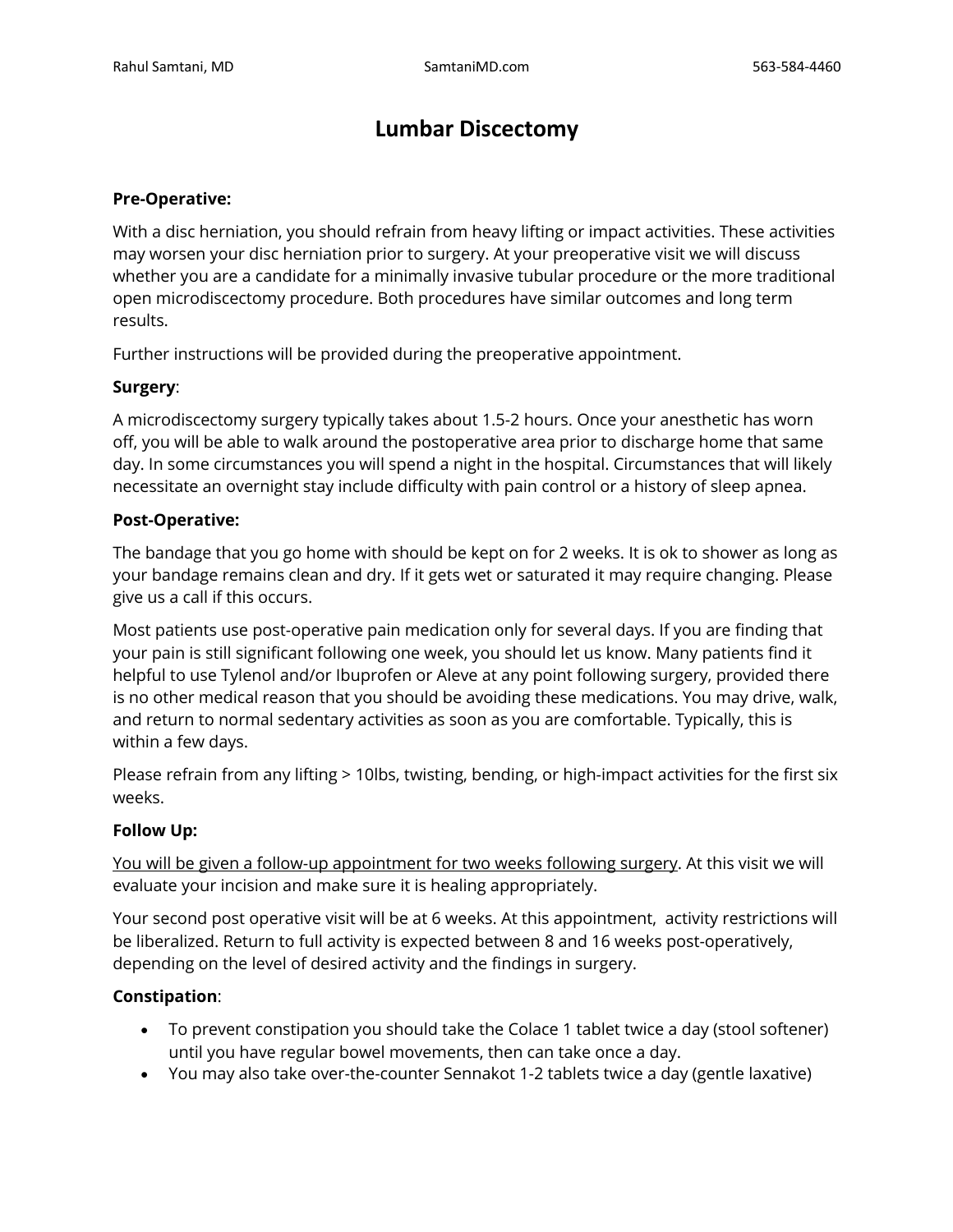# Lumbar Discectomy

**Pre-Operative:**

With a disc herniation, you should refrain from heavy lifting or impact activities. These activities may worsen your disc herniation prior to surgery. At your preoperative visit we will discuss whether you are a candidate for a minimally invasive tubular procedure or the more traditional open microdiscectomy procedure. Both procedures have similar outcomes and long term results.

Further instructions will be provided during the preoperative appointment.

**Surgery**:

A microdiscectomy surgery typically takes about 1.5-2 hours. Once your anesthetic has worn off, you will be able to walk around the postoperative area prior to discharge home that same day. In some circumstances you will spend a night in the hospital. Circumstances that will likely necessitate an overnight stay include difficulty with pain control or a history of sleep apnea.

**Post-Operative:**

The bandage that you go home with should be kept on for 2 weeks. It is ok to shower as long as your bandage remains clean and dry. If it gets wet or saturated it may require changing. Please give us a call if this occurs.

Most patients use post-operative pain medication only for several days. If you are finding that your pain is still significant following one week, you should let us know. Many patients find it helpful to use Tylenol and/or Ibuprofen or Aleve at any point following surgery, provided there is no other medical reason that you should be avoiding these medications. You may drive, walk, and return to normal sedentary activities as soon as you are comfortable. Typically, this is within a few days.

Please refrain from any lifting > 10lbs, twisting, bending, or high-impact activities for the first six weeks.

**Follow Up:**

<u>You will be given a follow-up appointment for two weeks following surgery</u>. At this visit we will evaluate your incision and make sure it is healing appropriately.

Your second post operative visit will be at 6 weeks. At this appointment, activity restrictions will be liberalized. Return to full activity is expected between 8 and 16 weeks post-operatively, depending on the level of desired activity and the findings in surgery.

**Constipation**:

- To prevent constipation you should take the Colace 1 tablet twice a day (stool softener) until you have regular bowel movements, then can take once a day.
- You may also take over-the-counter Sennakot 1-2 tablets twice a day (gentle laxative)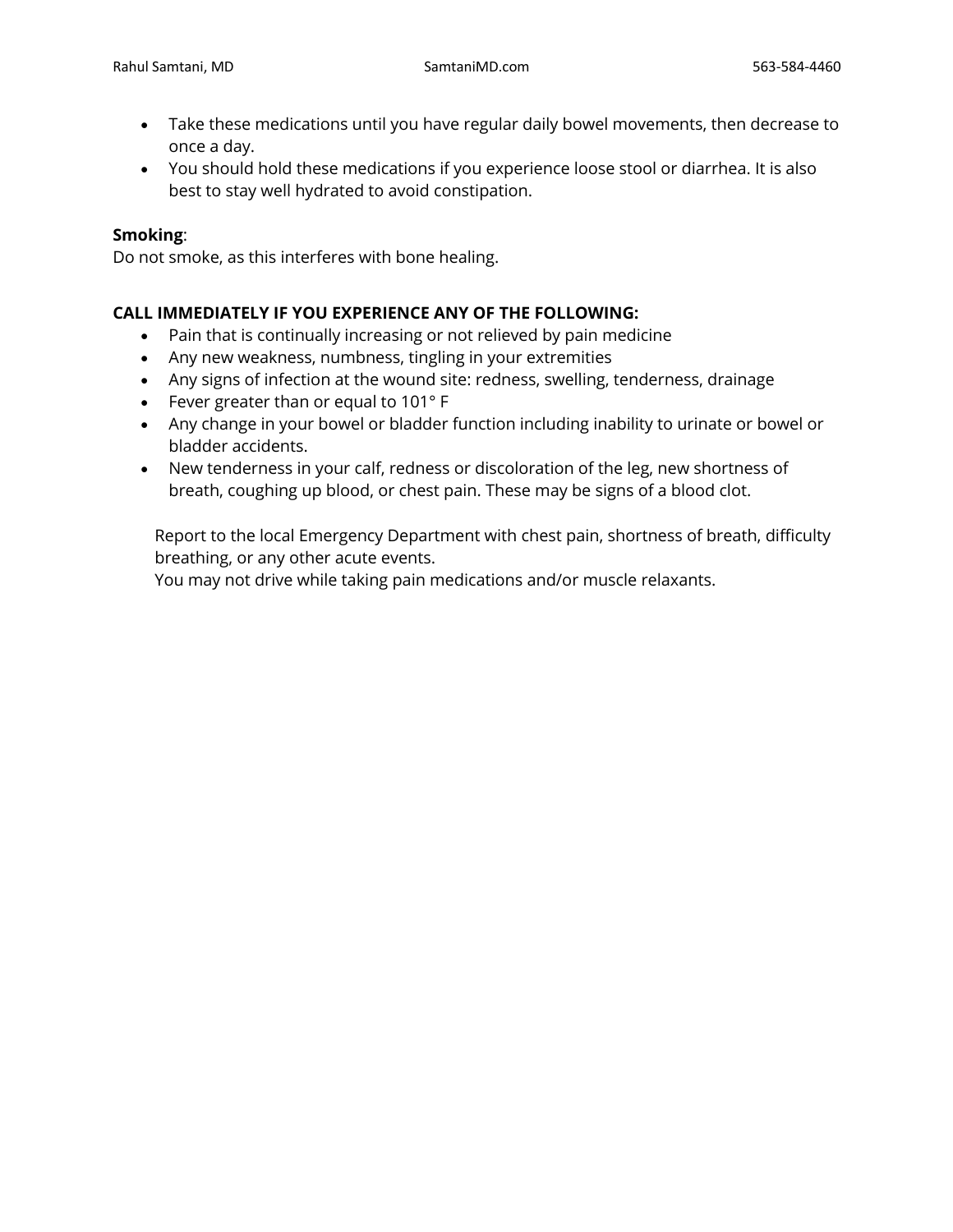- Take these medications until you have regular daily bowel movements, then decrease to once a day.
- You should hold these medications if you experience loose stool or diarrhea. It is also best to stay well hydrated to avoid constipation.

**Smoking**:
Do not smoke, as this interferes with bone healing.

**CALL IMMEDIATELY IF YOU EXPERIENCE ANY OF THE FOLLOWING:**

- Pain that is continually increasing or not relieved by pain medicine
- Any new weakness, numbness, tingling in your extremities
- Any signs of infection at the wound site: redness, swelling, tenderness, drainage
- Fever greater than or equal to 101° F
- Any change in your bowel or bladder function including inability to urinate or bowel or bladder accidents.
- New tenderness in your calf, redness or discoloration of the leg, new shortness of breath, coughing up blood, or chest pain. These may be signs of a blood clot.

Report to the local Emergency Department with chest pain, shortness of breath, difficulty breathing, or any other acute events.
You may not drive while taking pain medications and/or muscle relaxants.